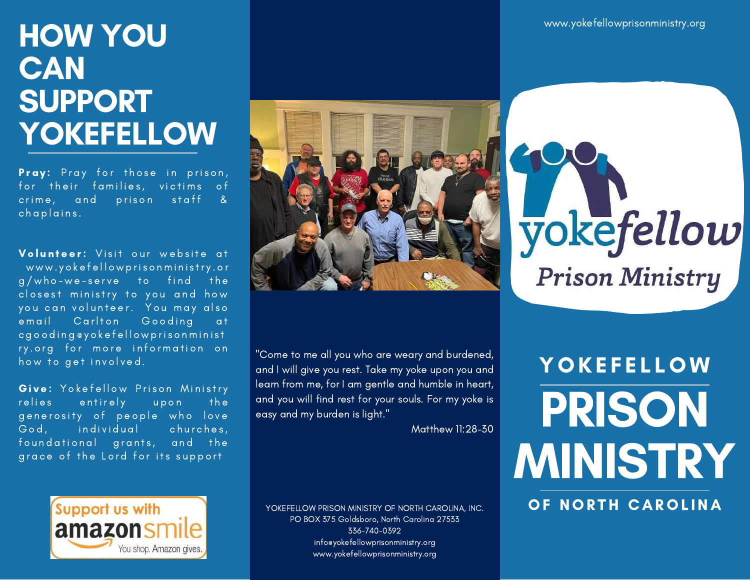# HOW YOU CAN SUPPORT YOKEFELLOW

**Pray:** Pray for those in prison, for their families, victims of crime, and prison staff & chaplains.

**Volunteer:** Visit our website at www.yokefellowprisonministry.org/who-we-serve to find the closest ministry to you and how you can volunteer. You may also email Carlton Gooding at cgooding@yokefellowprisonministry.org for more information on how to get involved.

**Give:** Yokefellow Prison Ministry relies entirely upon the generosity of people who love God, individual churches, foundational grants, and the grace of the Lord for its support

Support us with amazonsmile
You shop. Amazon gives.

"Come to me all you who are weary and burdened, and I will give you rest. Take my yoke upon you and learn from me, for I am gentle and humble in heart, and you will find rest for your souls. For my yoke is easy and my burden is light."

Matthew 11:28-30

YOKEFELLOW PRISON MINISTRY OF NORTH CAROLINA, INC.
PO BOX 375 Goldsboro, North Carolina 27533
336-740-0392
info@yokefellowprisonministry.org
www.yokefellowprisonministry.org

www.yokefellowprisonministry.org

yokefellow
Prison Ministry

# YOKEFELLOW PRISON MINISTRY OF NORTH CAROLINA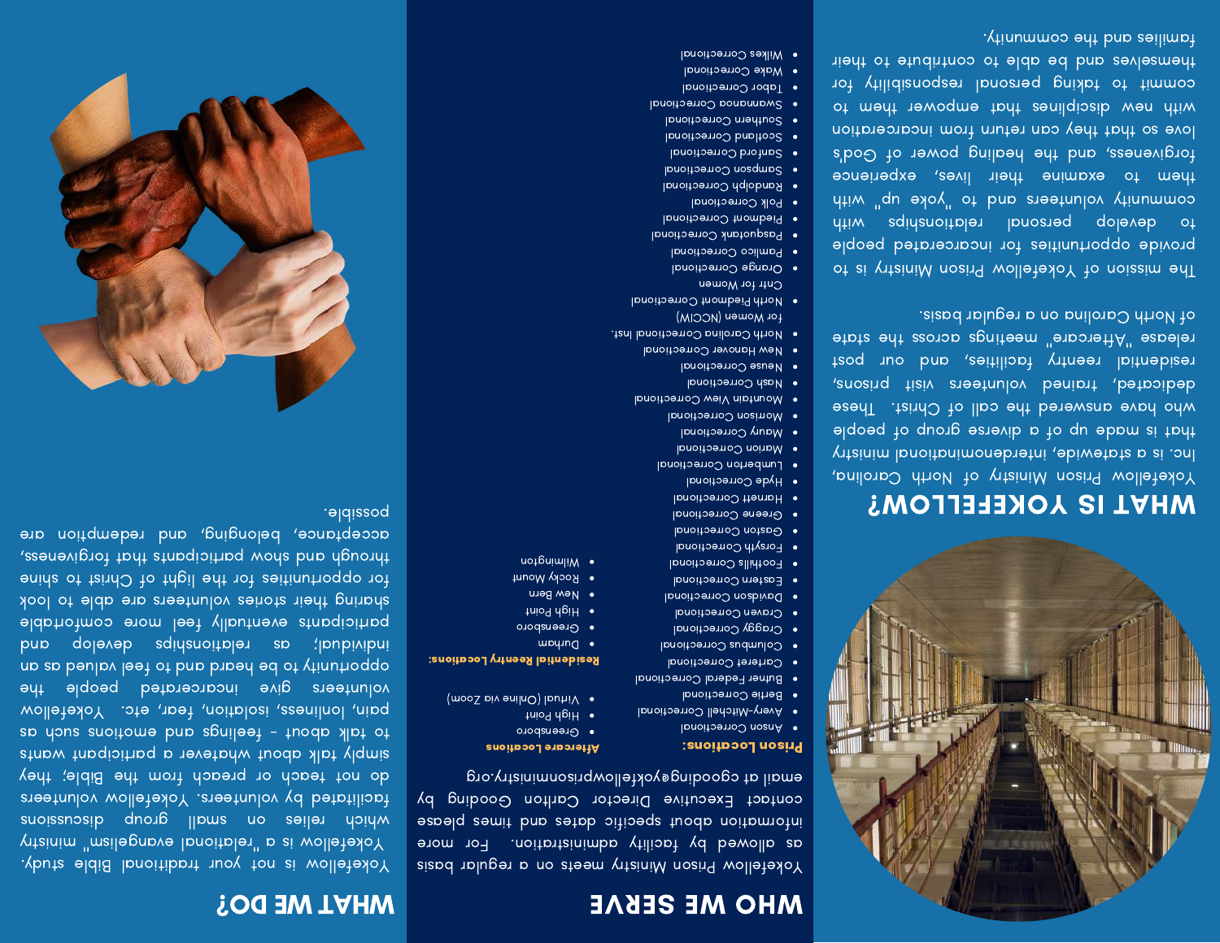# WHAT IS YOKEFELLOW?

Yokefellow Prison Ministry of North Carolina, Inc. is a statewide, interdenominational ministry that is made up of a diverse group of people who have answered the call of Christ. These dedicated, trained volunteers visit prisons, residential reentry facilities, and our post release "Aftercare" meetings across the state of North Carolina on a regular basis.

The mission of Yokefellow Prison Ministry is to provide opportunities for incarcerated people to develop personal relationships with community volunteers and to "yoke up" with them to examine their lives, experience forgiveness, and the healing power of God's love so that they can return from incarceration with new disciplines that empower them to commit to taking personal responsibility for themselves and be able to contribute to their families and the community.

# WHO WE SERVE

Yokefellow Prison Ministry meets on a regular basis as allowed by facility administration. For more information about specific dates and times please contact Executive Director Carlton Gooding by email at cgooding@yokefellowprisonministry.org

**Prison Locations:**

- Anson Correctional
- Avery-Mitchell Correctional
- Bertie Correctional
- Butner Federal Correctional
- Carteret Correctional
- Columbus Correctional
- Craggy Correctional
- Craven Correctional
- Davidson Correctional
- Eastern Correctional
- Foothills Correctional
- Forsyth Correctional
- Gaston Correctional
- Greene Correctional
- Harnett Correctional
- Hyde Correctional
- Lumberton Correctional
- Marion Correctional
- Maury Correctional
- Morrison Correctional
- Mountain View Correctional
- Nash Correctional
- Neuse Correctional
- New Hanover Correctional
- North Carolina Correctional Inst. for Women (NCCIW)
- North Piedmont Correctional Cntr for Women
- Orange Correctional
- Pamlico Correctional
- Pasquotank Correctional
- Piedmont Correctional
- Polk Correctional
- Randolph Correctional
- Sampson Correctional
- Sanford Correctional
- Scotland Correctional
- Southern Correctional
- Swannanoa Correctional
- Tabor Correctional
- Wake Correctional
- Wilkes Correctional

**Aftercare Locations:**

- Greensboro
- High Point
- Virtual (Online via Zoom)

**Residential Reentry Locations:**

- Durham
- Greensboro
- High Point
- New Bern
- Rocky Mount
- Wilmington

# WHAT WE DO?

Yokefellow is not your traditional Bible study. Yokefellow is a "relational evangelism" ministry which relies on small group discussions facilitated by volunteers. Yokefellow volunteers do not teach or preach from the Bible; they simply talk about whatever a participant wants to talk about - feelings and emotions such as pain, lonliness, isolation, fear, etc. Yokefellow volunteers give incarcerated people the opportunity to be heard and to feel valued as an individual; as relationships develop and participants eventually feel more comfortable sharing their stories volunteers are able to look for opportunities for the light of Christ to shine through and show participants that forgiveness, acceptance, belonging, and redemption are possible.